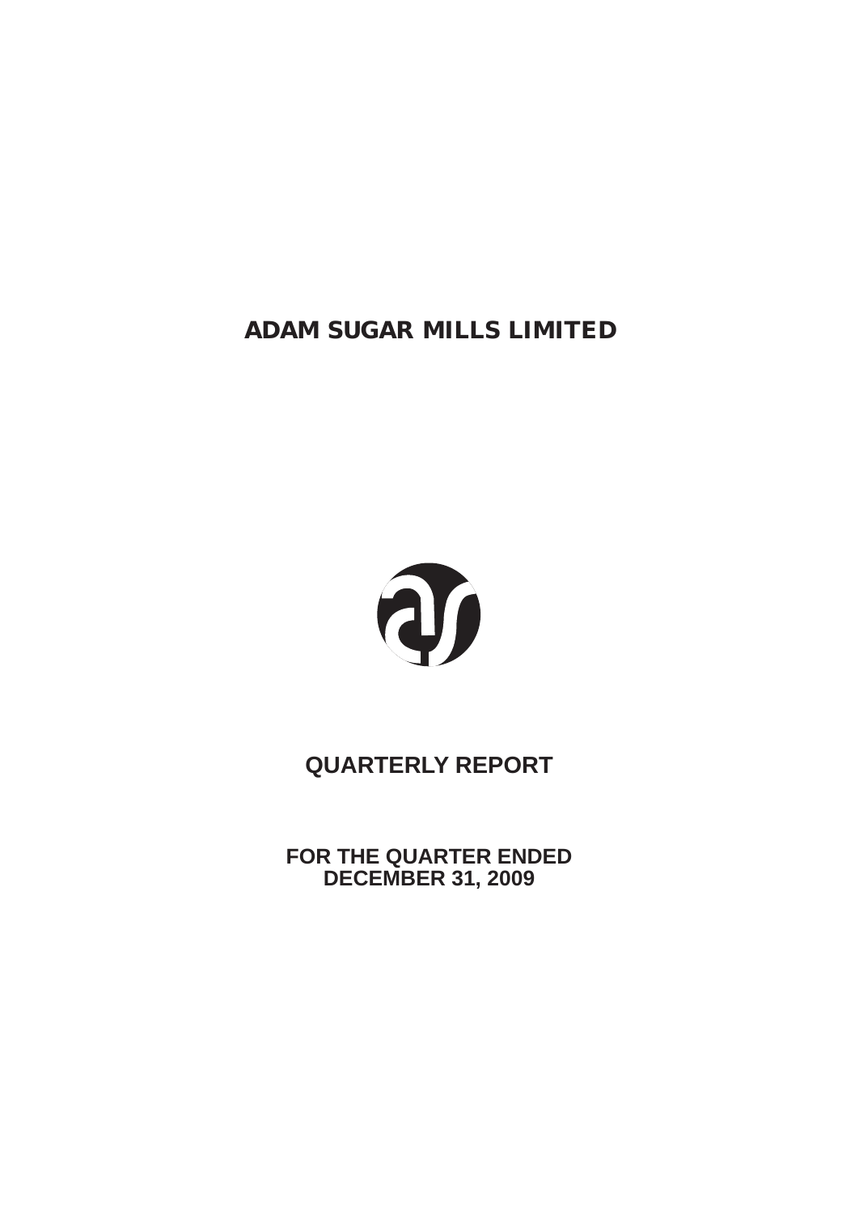# ADAM SUGAR MILLS LIMITED

## QUARTERLY REPORT

**FOR THE QUARTER ENDED**
**DECEMBER 31, 2009**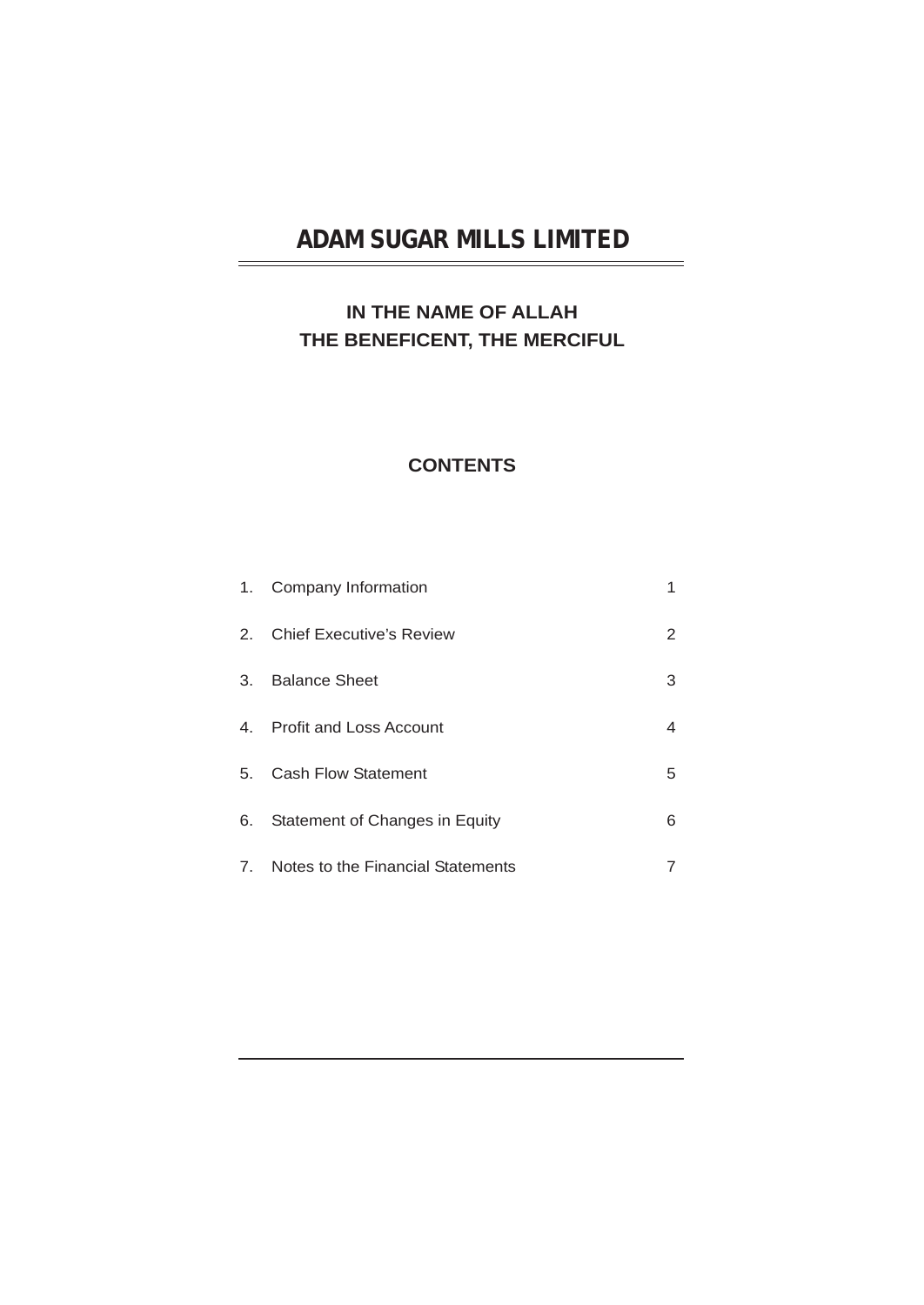# ADAM SUGAR MILLS LIMITED

**IN THE NAME OF ALLAH**
**THE BENEFICENT, THE MERCIFUL**

## CONTENTS

| | | |
|---|---|---|
| 1. | Company Information | 1 |
| 2. | Chief Executive's Review | 2 |
| 3. | Balance Sheet | 3 |
| 4. | Profit and Loss Account | 4 |
| 5. | Cash Flow Statement | 5 |
| 6. | Statement of Changes in Equity | 6 |
| 7. | Notes to the Financial Statements | 7 |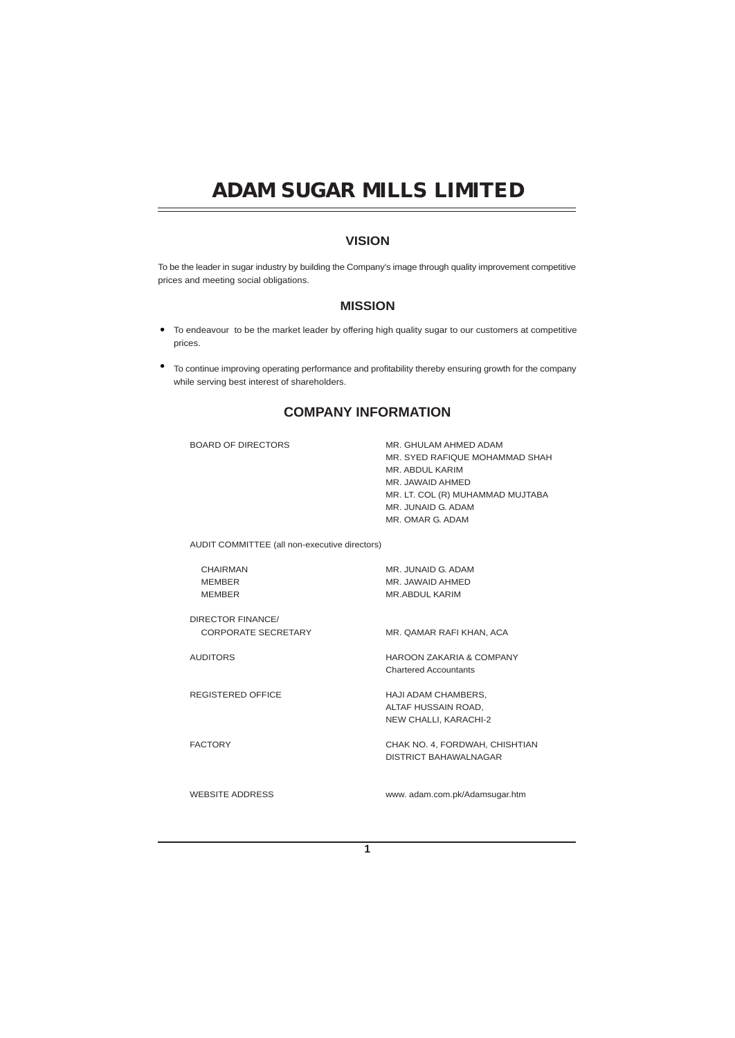# ADAM SUGAR MILLS LIMITED

## VISION

To be the leader in sugar industry by building the Company's image through quality improvement competitive prices and meeting social obligations.

## MISSION

- To endeavour to be the market leader by offering high quality sugar to our customers at competitive prices.
- To continue improving operating performance and profitability thereby ensuring growth for the company while serving best interest of shareholders.

## COMPANY INFORMATION

| | |
|---|---|
| BOARD OF DIRECTORS | MR. GHULAM AHMED ADAM<br>MR. SYED RAFIQUE MOHAMMAD SHAH<br>MR. ABDUL KARIM<br>MR. JAWAID AHMED<br>MR. LT. COL (R) MUHAMMAD MUJTABA<br>MR. JUNAID G. ADAM<br>MR. OMAR G. ADAM |
| AUDIT COMMITTEE (all non-executive directors) | |
| CHAIRMAN | MR. JUNAID G. ADAM |
| MEMBER | MR. JAWAID AHMED |
| MEMBER | MR.ABDUL KARIM |
| DIRECTOR FINANCE/ CORPORATE SECRETARY | MR. QAMAR RAFI KHAN, ACA |
| AUDITORS | HAROON ZAKARIA & COMPANY<br>Chartered Accountants |
| REGISTERED OFFICE | HAJI ADAM CHAMBERS,<br>ALTAF HUSSAIN ROAD,<br>NEW CHALLI, KARACHI-2 |
| FACTORY | CHAK NO. 4, FORDWAH, CHISHTIAN<br>DISTRICT BAHAWALNAGAR |
| WEBSITE ADDRESS | www. adam.com.pk/Adamsugar.htm |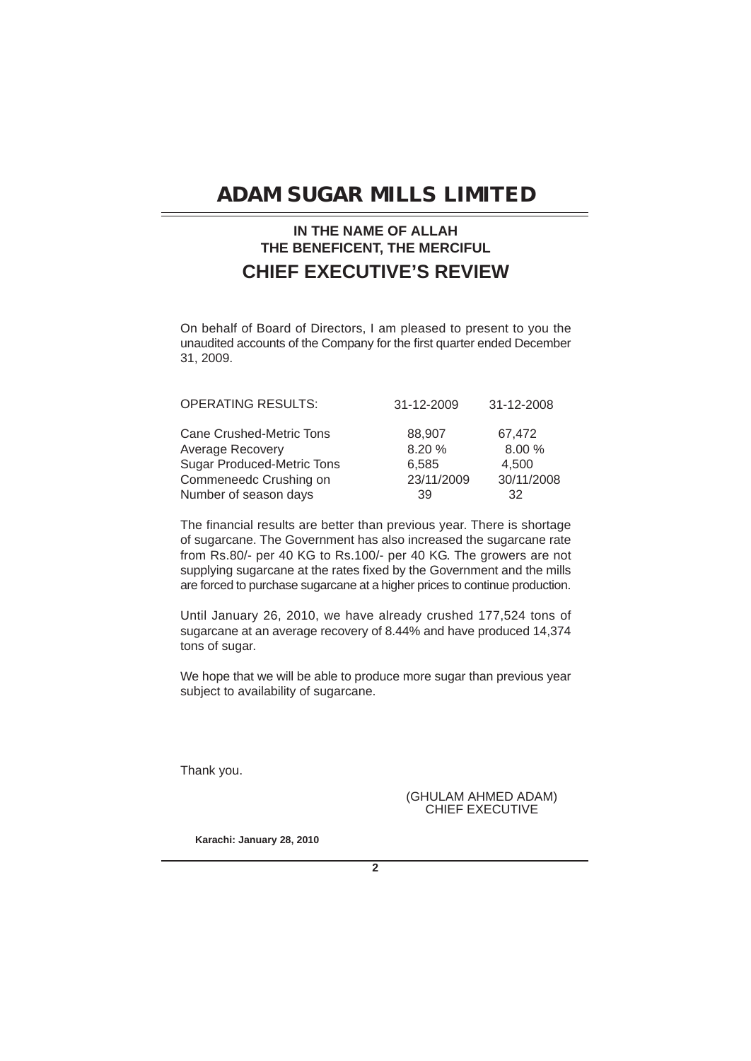# ADAM SUGAR MILLS LIMITED

**IN THE NAME OF ALLAH**
**THE BENEFICENT, THE MERCIFUL**

## CHIEF EXECUTIVE'S REVIEW

On behalf of Board of Directors, I am pleased to present to you the unaudited accounts of the Company for the first quarter ended December 31, 2009.

| OPERATING RESULTS: | 31-12-2009 | 31-12-2008 |
|---|---|---|
| Cane Crushed-Metric Tons | 88,907 | 67,472 |
| Average Recovery | 8.20 % | 8.00 % |
| Sugar Produced-Metric Tons | 6,585 | 4,500 |
| Commeneedc Crushing on | 23/11/2009 | 30/11/2008 |
| Number of season days | 39 | 32 |

The financial results are better than previous year. There is shortage of sugarcane. The Government has also increased the sugarcane rate from Rs.80/- per 40 KG to Rs.100/- per 40 KG. The growers are not supplying sugarcane at the rates fixed by the Government and the mills are forced to purchase sugarcane at a higher prices to continue production.

Until January 26, 2010, we have already crushed 177,524 tons of sugarcane at an average recovery of 8.44% and have produced 14,374 tons of sugar.

We hope that we will be able to produce more sugar than previous year subject to availability of sugarcane.

Thank you.

(GHULAM AHMED ADAM)
CHIEF EXECUTIVE

**Karachi: January 28, 2010**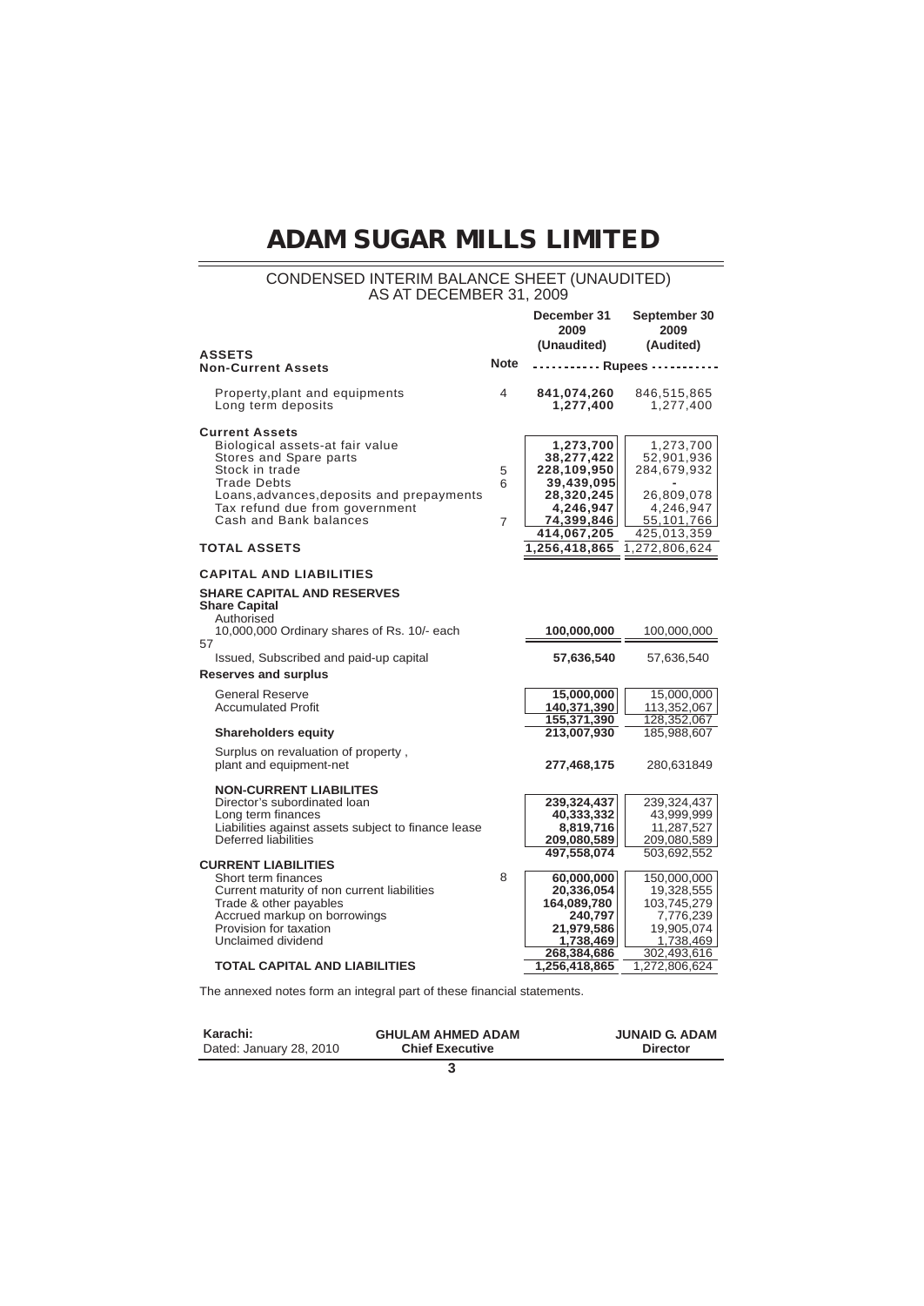# ADAM SUGAR MILLS LIMITED

## CONDENSED INTERIM BALANCE SHEET (UNAUDITED)
## AS AT DECEMBER 31, 2009

| | Note | December 31 2009 (Unaudited) | September 30 2009 (Audited) |
|---|---|---|---|
| | | ---------- Rupees ---------- | |
| **ASSETS** | | | |
| **Non-Current Assets** | | | |
| Property,plant and equipments | 4 | **841,074,260** | 846,515,865 |
| Long term deposits | | **1,277,400** | 1,277,400 |
| **Current Assets** | | | |
| Biological assets-at fair value | | **1,273,700** | 1,273,700 |
| Stores and Spare parts | | **38,277,422** | 52,901,936 |
| Stock in trade | 5 | **228,109,950** | 284,679,932 |
| Trade Debts | 6 | **39,439,095** | - |
| Loans,advances,deposits and prepayments | | **28,320,245** | 26,809,078 |
| Tax refund due from government | | **4,246,947** | 4,246,947 |
| Cash and Bank balances | 7 | **74,399,846** | 55,101,766 |
| | | **414,067,205** | 425,013,359 |
| **TOTAL ASSETS** | | **1,256,418,865** | 1,272,806,624 |
| **CAPITAL AND LIABILITIES** | | | |
| **SHARE CAPITAL AND RESERVES** | | | |
| **Share Capital** | | | |
| Authorised | | | |
| 10,000,000 Ordinary shares of Rs. 10/- each | | **100,000,000** | 100,000,000 |
| 57 | | | |
| Issued, Subscribed and paid-up capital | | **57,636,540** | 57,636,540 |
| **Reserves and surplus** | | | |
| General Reserve | | **15,000,000** | 15,000,000 |
| Accumulated Profit | | **140,371,390** | 113,352,067 |
| | | **155,371,390** | 128,352,067 |
| **Shareholders equity** | | **213,007,930** | 185,988,607 |
| Surplus on revaluation of property , plant and equipment-net | | **277,468,175** | 280631849 |
| **NON-CURRENT LIABILITES** | | | |
| Director's subordinated loan | | **239,324,437** | 239,324,437 |
| Long term finances | | **40,333,332** | 43,999,999 |
| Liabilities against assets subject to finance lease | | **8,819,716** | 11,287,527 |
| Deferred liabilities | | **209,080,589** | 209,080,589 |
| | | **497,558,074** | 503,692,552 |
| **CURRENT LIABILITIES** | | | |
| Short term finances | 8 | **60,000,000** | 150,000,000 |
| Current maturity of non current liabilities | | **20,336,054** | 19,328,555 |
| Trade & other payables | | **164,089,780** | 103,745,279 |
| Accrued markup on borrowings | | **240,797** | 7,776,239 |
| Provision for taxation | | **21,979,586** | 19,905,074 |
| Unclaimed dividend | | **1,738,469** | 1,738,469 |
| | | **268,384,686** | 302,493,616 |
| **TOTAL CAPITAL AND LIABILITIES** | | **1,256,418,865** | 1,272,806,624 |

The annexed notes form an integral part of these financial statements.

| | | |
|---|---|---|
| **Karachi:** | **GHULAM AHMED ADAM** | **JUNAID G. ADAM** |
| Dated: January 28, 2010 | **Chief Executive** | **Director** |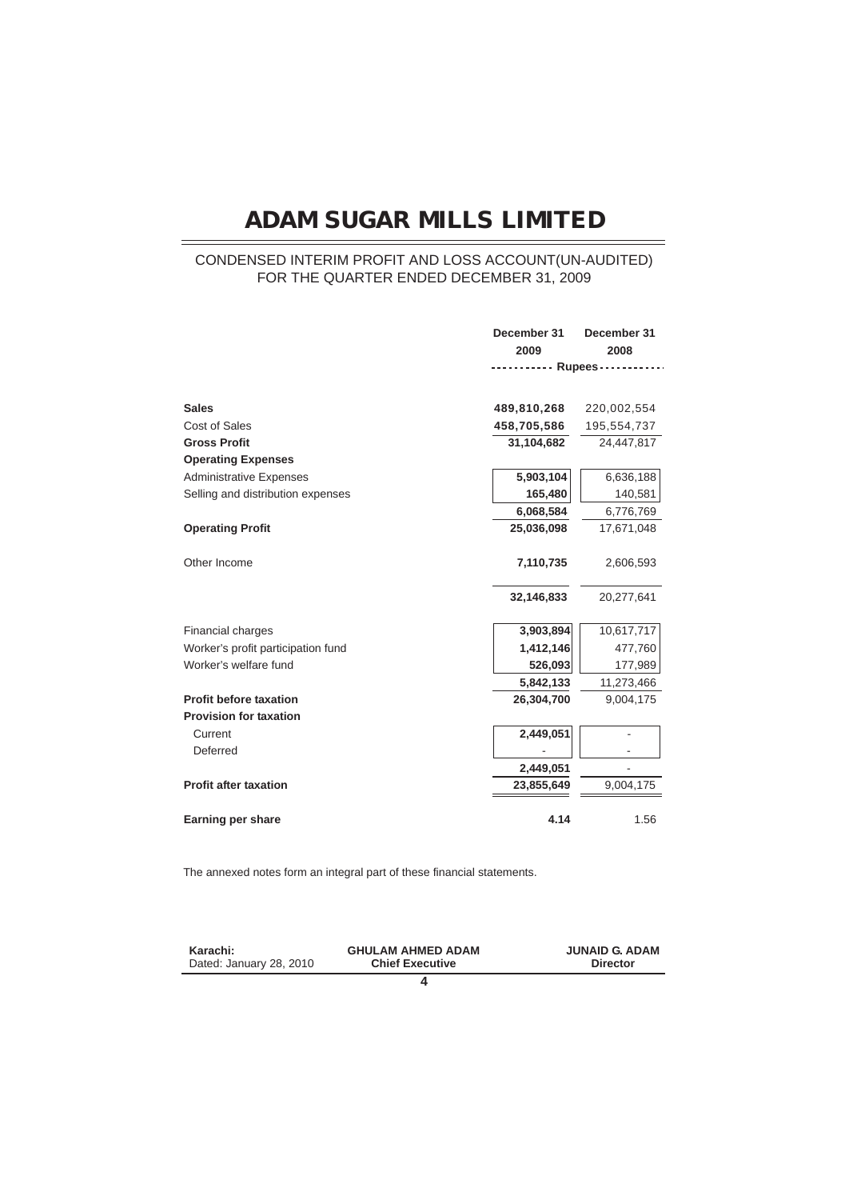# ADAM SUGAR MILLS LIMITED

## CONDENSED INTERIM PROFIT AND LOSS ACCOUNT(UN-AUDITED) FOR THE QUARTER ENDED DECEMBER 31, 2009

| | December 31 2009 | December 31 2008 |
|---|---|---|
| | ----------- Rupees ----------- | |
| **Sales** | **489,810,268** | 220,002,554 |
| Cost of Sales | **458,705,586** | 195,554,737 |
| **Gross Profit** | **31,104,682** | 24,447,817 |
| **Operating Expenses** | | |
| Administrative Expenses | **5,903,104** | 6,636,188 |
| Selling and distribution expenses | **165,480** | 140,581 |
| | **6,068,584** | 6,776,769 |
| **Operating Profit** | **25,036,098** | 17,671,048 |
| Other Income | **7,110,735** | 2,606,593 |
| | **32,146,833** | 20,277,641 |
| Financial charges | **3,903,894** | 10,617,717 |
| Worker's profit participation fund | **1,412,146** | 477,760 |
| Worker's welfare fund | **526,093** | 177,989 |
| | **5,842,133** | 11,273,466 |
| **Profit before taxation** | **26,304,700** | 9,004,175 |
| **Provision for taxation** | | |
| Current | **2,449,051** | - |
| Deferred | - | - |
| | **2,449,051** | - |
| **Profit after taxation** | **23,855,649** | 9,004,175 |
| **Earning per share** | **4.14** | 1.56 |

The annexed notes form an integral part of these financial statements.

**Karachi:**
Dated: January 28, 2010

**GHULAM AHMED ADAM**
**Chief Executive**

**JUNAID G. ADAM**
**Director**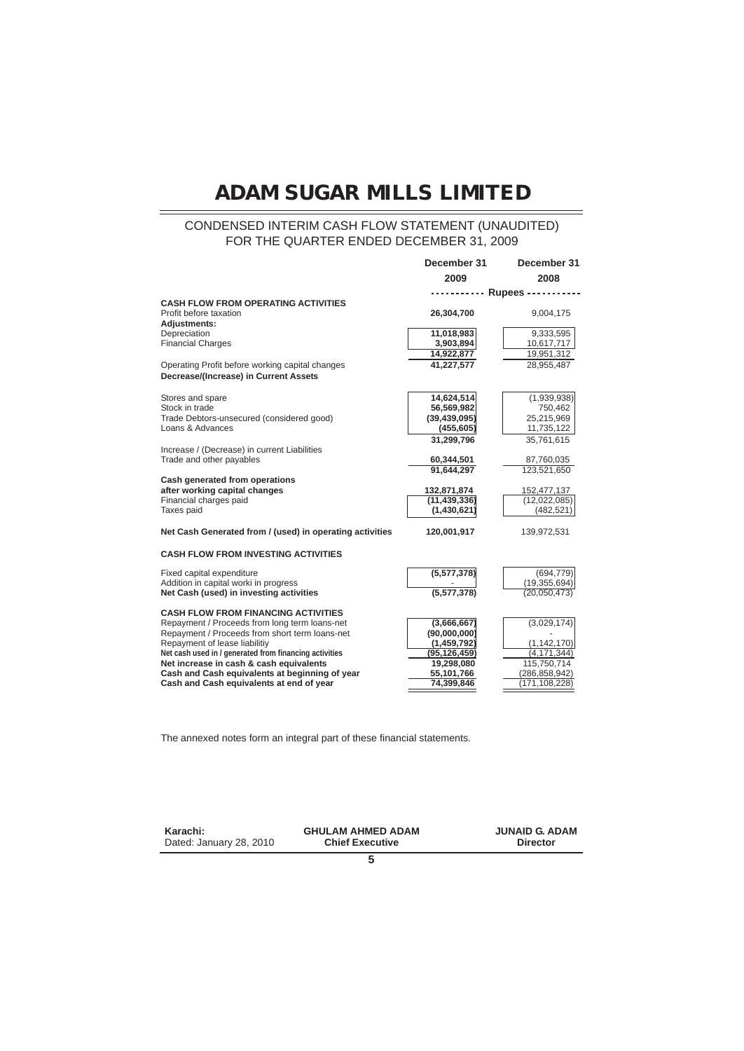# ADAM SUGAR MILLS LIMITED

## CONDENSED INTERIM CASH FLOW STATEMENT (UNAUDITED) FOR THE QUARTER ENDED DECEMBER 31, 2009

| | December 31 2009 | December 31 2008 |
|---|---|---|
| | ----------- Rupees ----------- | |
| **CASH FLOW FROM OPERATING ACTIVITIES** | | |
| Profit before taxation | **26,304,700** | 9,004,175 |
| **Adjustments:** | | |
| Depreciation | **11,018,983** | 9,333,595 |
| Financial Charges | **3,903,894** | 10,617,717 |
| | **14,922,877** | 19,951,312 |
| Operating Profit before working capital changes | **41,227,577** | 28,955,487 |
| **Decrease/(Increase) in Current Assets** | | |
| Stores and spare | **14,624,514** | (1,939,938) |
| Stock in trade | **56,569,982** | 750,462 |
| Trade Debtors-unsecured (considered good) | **(39,439,095)** | 25,215,969 |
| Loans & Advances | **(455,605)** | 11,735,122 |
| | **31,299,796** | 35,761,615 |
| Increase / (Decrease) in current Liabilities | | |
| Trade and other payables | **60,344,501** | 87,760,035 |
| | **91,644,297** | 123,521,650 |
| **Cash generated from operations after working capital changes** | **132,871,874** | 152,477,137 |
| Financial charges paid | **(11,439,336)** | (12,022,085) |
| Taxes paid | **(1,430,621)** | (482,521) |
| **Net Cash Generated from / (used) in operating activities** | **120,001,917** | 139,972,531 |
| **CASH FLOW FROM INVESTING ACTIVITIES** | | |
| Fixed capital expenditure | **(5,577,378)** | (694,779) |
| Addition in capital worki in progress | - | (19,355,694) |
| **Net Cash (used) in investing activities** | **(5,577,378)** | (20,050,473) |
| **CASH FLOW FROM FINANCING ACTIVITIES** | | |
| Repayment / Proceeds from long term loans-net | **(3,666,667)** | (3,029,174) |
| Repayment / Proceeds from short term loans-net | **(90,000,000)** | - |
| Repayment of lease libilitiy | **(1,459,792)** | (1,142,170) |
| **Net cash used in / generated from financing activities** | **(95,126,459)** | (4,171,344) |
| **Net increase in cash & cash equivalents** | **19,298,080** | 115,750,714 |
| **Cash and Cash equivalents at beginning of year** | **55,101,766** | (286,858,942) |
| **Cash and Cash equivalents at end of year** | **74,399,846** | (171,108,228) |

The annexed notes form an integral part of these financial statements.

| | | |
|---|---|---|
| **Karachi:** | **GHULAM AHMED ADAM** | **JUNAID G. ADAM** |
| Dated: January 28, 2010 | **Chief Executive** | **Director** |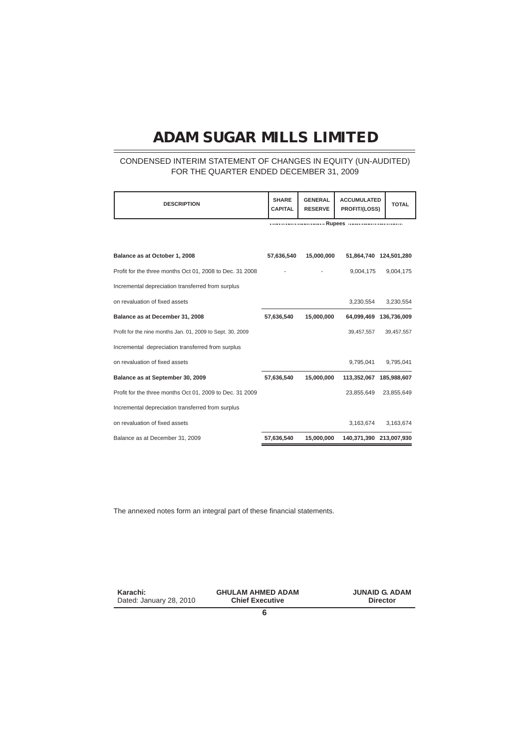# ADAM SUGAR MILLS LIMITED

CONDENSED INTERIM STATEMENT OF CHANGES IN EQUITY (UN-AUDITED)
FOR THE QUARTER ENDED DECEMBER 31, 2009

| DESCRIPTION | SHARE CAPITAL | GENERAL RESERVE | ACCUMULATED PROFIT/(LOSS) | TOTAL |
|---|---|---|---|---|
| | Rupees | | | |
| **Balance as at October 1, 2008** | **57,636,540** | **15,000,000** | **51,864,740** | **124,501,280** |
| Profit for the three months Oct 01, 2008 to Dec. 31 2008 | - | - | 9,004,175 | 9,004,175 |
| Incremental depreciation transferred from surplus on revaluation of fixed assets | | | 3,230,554 | 3,230,554 |
| **Balance as at December 31, 2008** | **57,636,540** | **15,000,000** | **64,099,469** | **136,736,009** |
| Profit for the nine months Jan. 01, 2009 to Sept. 30, 2009 | | | 39,457,557 | 39,457,557 |
| Incremental depreciation transferred from surplus on revaluation of fixed assets | | | 9,795,041 | 9,795,041 |
| **Balance as at September 30, 2009** | **57,636,540** | **15,000,000** | **113,352,067** | **185,988,607** |
| Profit for the three months Oct 01, 2009 to Dec. 31 2009 | | | 23,855,649 | 23,855,649 |
| Incremental depreciation transferred from surplus on revaluation of fixed assets | | | 3,163,674 | 3,163,674 |
| Balance as at December 31, 2009 | **57,636,540** | **15,000,000** | **140,371,390** | **213,007,930** |

The annexed notes form an integral part of these financial statements.

**Karachi:**
Dated: January 28, 2010

**GHULAM AHMED ADAM**
**Chief Executive**

**JUNAID G. ADAM**
**Director**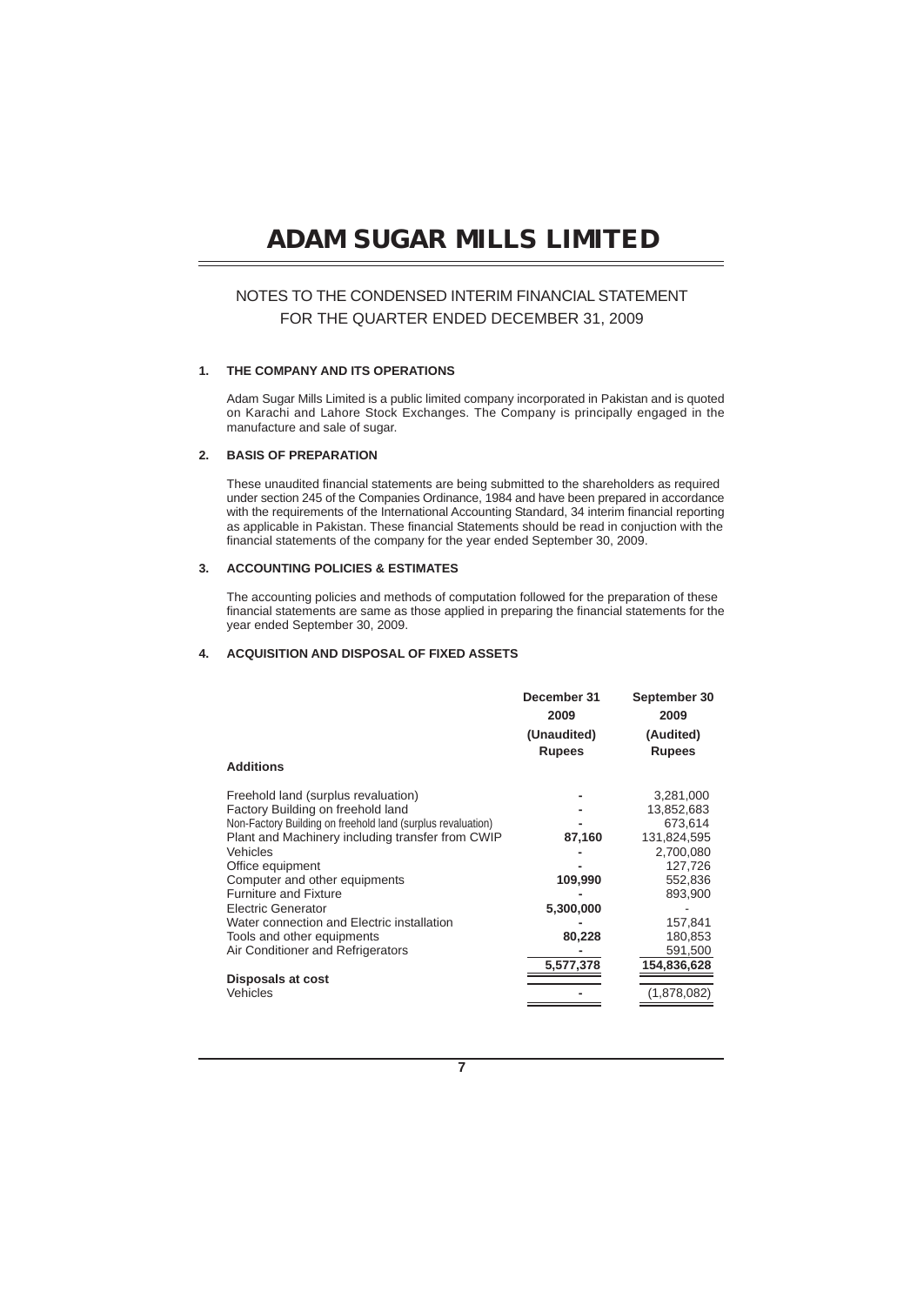# ADAM SUGAR MILLS LIMITED

## NOTES TO THE CONDENSED INTERIM FINANCIAL STATEMENT FOR THE QUARTER ENDED DECEMBER 31, 2009

### 1. THE COMPANY AND ITS OPERATIONS

Adam Sugar Mills Limited is a public limited company incorporated in Pakistan and is quoted on Karachi and Lahore Stock Exchanges. The Company is principally engaged in the manufacture and sale of sugar.

### 2. BASIS OF PREPARATION

These unaudited financial statements are being submitted to the shareholders as required under section 245 of the Companies Ordinance, 1984 and have been prepared in accordance with the requirements of the International Accounting Standard, 34 interim financial reporting as applicable in Pakistan. These financial Statements should be read in conjuction with the financial statements of the company for the year ended September 30, 2009.

### 3. ACCOUNTING POLICIES & ESTIMATES

The accounting policies and methods of computation followed for the preparation of these financial statements are same as those applied in preparing the financial statements for the year ended September 30, 2009.

### 4. ACQUISITION AND DISPOSAL OF FIXED ASSETS

| | December 31 2009 (Unaudited) Rupees | September 30 2009 (Audited) Rupees |
|---|---|---|
| **Additions** | | |
| Freehold land (surplus revaluation) | - | 3,281,000 |
| Factory Building on freehold land | - | 13,852,683 |
| Non-Factory Building on freehold land (surplus revaluation) | - | 673,614 |
| Plant and Machinery including transfer from CWIP | **87,160** | 131,824,595 |
| Vehicles | - | 2,700,080 |
| Office equipment | - | 127,726 |
| Computer and other equipments | **109,990** | 552,836 |
| Furniture and Fixture | - | 893,900 |
| Electric Generator | **5,300,000** | - |
| Water connection and Electric installation | - | 157,841 |
| Tools and other equipments | **80,228** | 180,853 |
| Air Conditioner and Refrigerators | - | 591,500 |
| | **5,577,378** | **154,836,628** |
| **Disposals at cost** | | |
| Vehicles | - | (1,878,082) |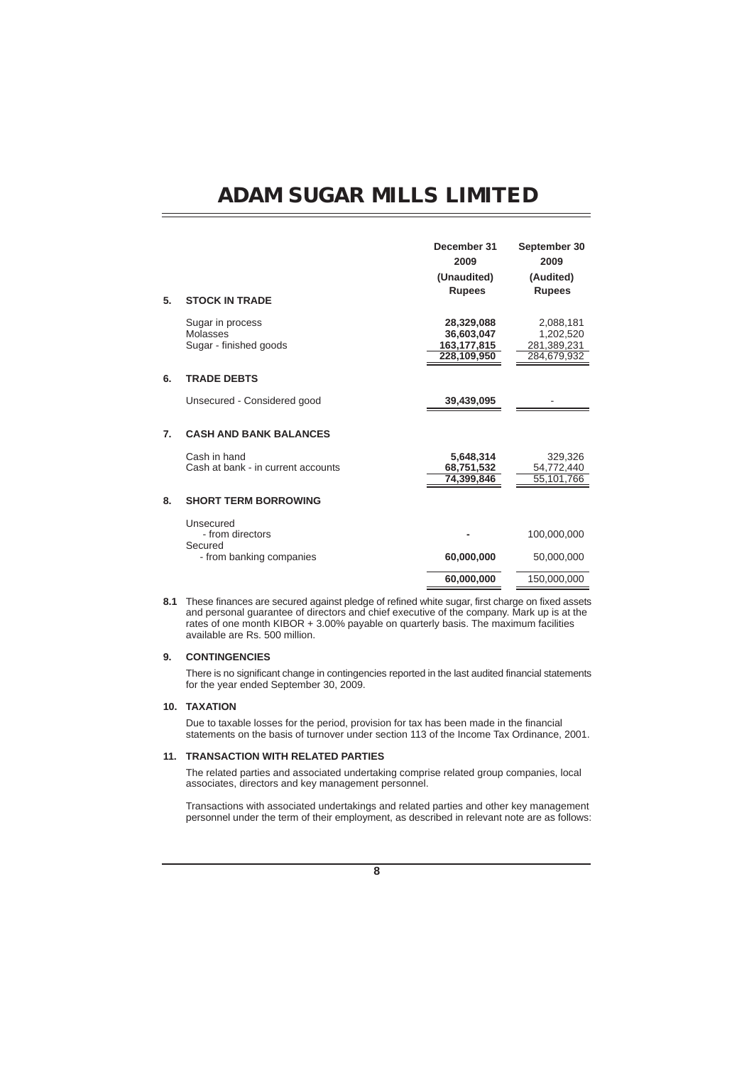# ADAM SUGAR MILLS LIMITED

| | December 31 2009 (Unaudited) Rupees | September 30 2009 (Audited) Rupees |
|---|---|---|
| **5. STOCK IN TRADE** | | |
| Sugar in process | **28,329,088** | 2,088,181 |
| Molasses | **36,603,047** | 1,202,520 |
| Sugar - finished goods | **163,177,815** | 281,389,231 |
| | **228,109,950** | 284,679,932 |
| **6. TRADE DEBTS** | | |
| Unsecured - Considered good | **39,439,095** | - |
| **7. CASH AND BANK BALANCES** | | |
| Cash in hand | **5,648,314** | 329,326 |
| Cash at bank - in current accounts | **68,751,532** | 54,772,440 |
| | **74,399,846** | 55,101,766 |
| **8. SHORT TERM BORROWING** | | |
| Unsecured | | |
| - from directors | **-** | 100,000,000 |
| Secured | | |
| - from banking companies | **60,000,000** | 50,000,000 |
| | **60,000,000** | 150,000,000 |

**8.1** These finances are secured against pledge of refined white sugar, first charge on fixed assets and personal guarantee of directors and chief executive of the company. Mark up is at the rates of one month KIBOR + 3.00% payable on quarterly basis. The maximum facilities available are Rs. 500 million.

**9. CONTINGENCIES**

There is no significant change in contingencies reported in the last audited financial statements for the year ended September 30, 2009.

**10. TAXATION**

Due to taxable losses for the period, provision for tax has been made in the financial statements on the basis of turnover under section 113 of the Income Tax Ordinance, 2001.

**11. TRANSACTION WITH RELATED PARTIES**

The related parties and associated undertaking comprise related group companies, local associates, directors and key management personnel.

Transactions with associated undertakings and related parties and other key management personnel under the term of their employment, as described in relevant note are as follows: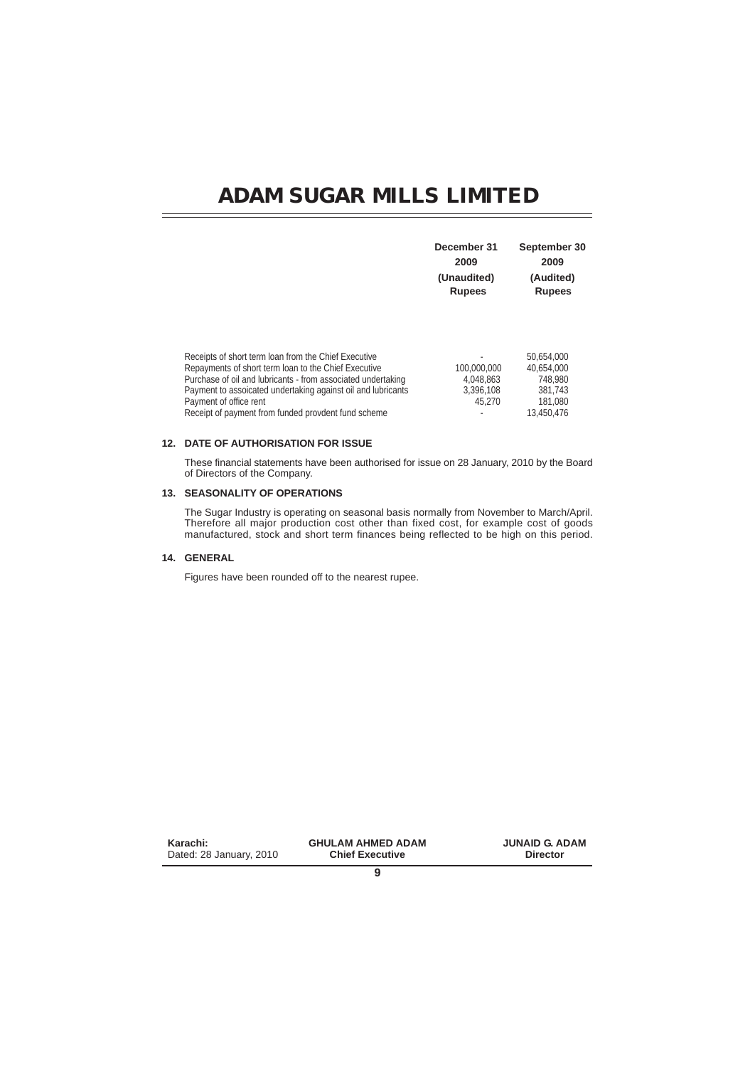| | December 31 2009 (Unaudited) Rupees | September 30 2009 (Audited) Rupees |
|---|---|---|
| Receipts of short term loan from the Chief Executive | - | 50,654,000 |
| Repayments of short term loan to the Chief Executive | 100,000,000 | 40,654,000 |
| Purchase of oil and lubricants - from associated undertaking | 4,048,863 | 748,980 |
| Payment to assoicated undertaking against oil and lubricants | 3,396,108 | 381,743 |
| Payment of office rent | 45,270 | 181,080 |
| Receipt of payment from funded provdent fund scheme | - | 13,450,476 |

## 12. DATE OF AUTHORISATION FOR ISSUE

These financial statements have been authorised for issue on 28 January, 2010 by the Board of Directors of the Company.

## 13. SEASONALITY OF OPERATIONS

The Sugar Industry is operating on seasonal basis normally from November to March/April. Therefore all major production cost other than fixed cost, for example cost of goods manufactured, stock and short term finances being reflected to be high on this period.

## 14. GENERAL

Figures have been rounded off to the nearest rupee.

**Karachi:**
Dated: 28 January, 2010

**GHULAM AHMED ADAM**
**Chief Executive**

**JUNAID G. ADAM**
**Director**